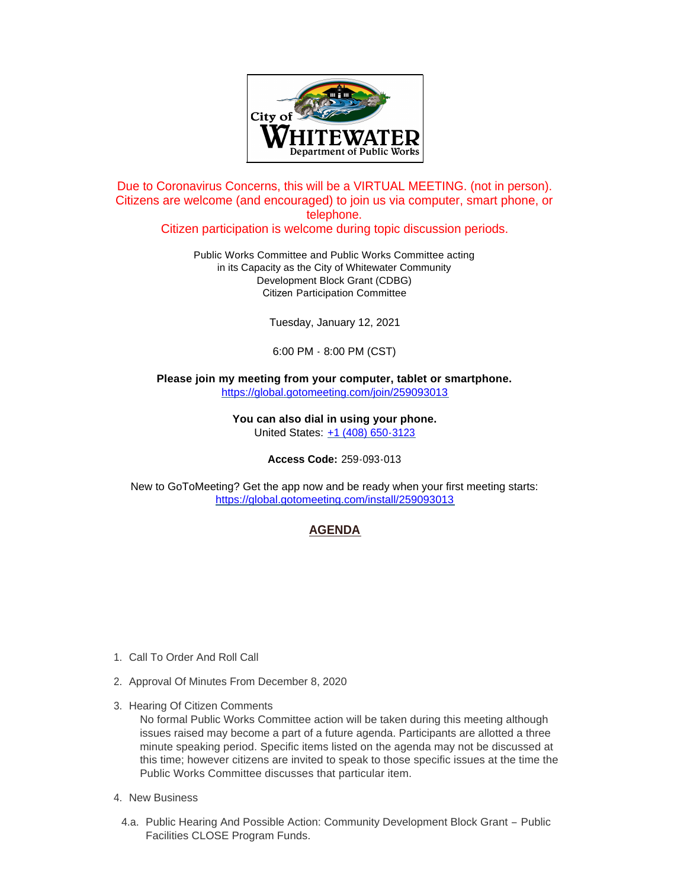City of WHITEWATER Department of Public Works

Due to Coronavirus Concerns, this will be a VIRTUAL MEETING. (not in person). Citizens are welcome (and encouraged) to join us via computer, smart phone, or telephone.
Citizen participation is welcome during topic discussion periods.

Public Works Committee and Public Works Committee acting in its Capacity as the City of Whitewater Community Development Block Grant (CDBG) Citizen Participation Committee

Tuesday, January 12, 2021

6:00 PM - 8:00 PM (CST)

**Please join my meeting from your computer, tablet or smartphone.**
https://global.gotomeeting.com/join/259093013

**You can also dial in using your phone.**
United States: +1 (408) 650-3123

**Access Code:** 259-093-013

New to GoToMeeting? Get the app now and be ready when your first meeting starts:
https://global.gotomeeting.com/install/259093013

## AGENDA

1. Call To Order And Roll Call
2. Approval Of Minutes From December 8, 2020
3. Hearing Of Citizen Comments
   No formal Public Works Committee action will be taken during this meeting although issues raised may become a part of a future agenda. Participants are allotted a three minute speaking period. Specific items listed on the agenda may not be discussed at this time; however citizens are invited to speak to those specific issues at the time the Public Works Committee discusses that particular item.
4. New Business

   4.a. Public Hearing And Possible Action: Community Development Block Grant – Public Facilities CLOSE Program Funds.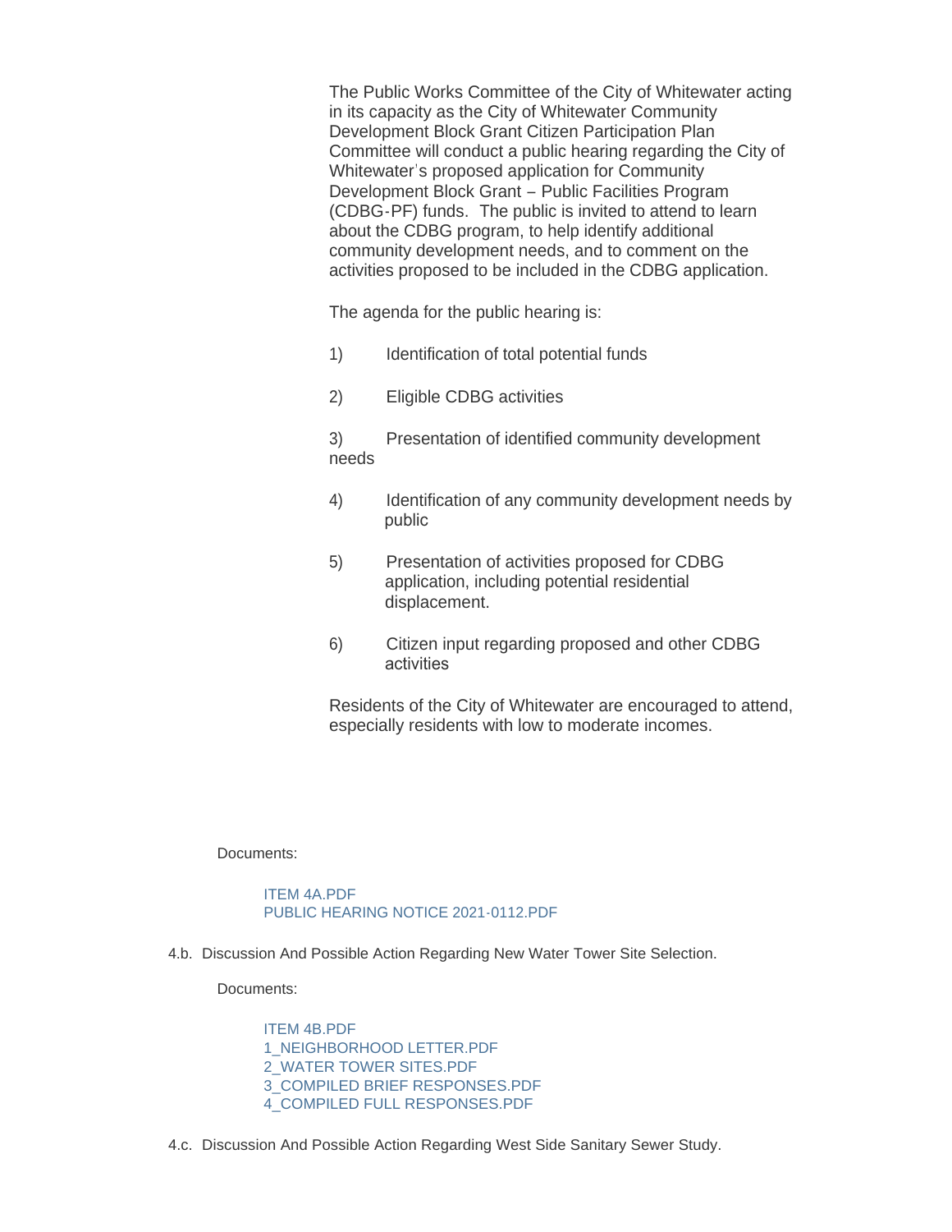The Public Works Committee of the City of Whitewater acting in its capacity as the City of Whitewater Community Development Block Grant Citizen Participation Plan Committee will conduct a public hearing regarding the City of Whitewater's proposed application for Community Development Block Grant – Public Facilities Program (CDBG-PF) funds. The public is invited to attend to learn about the CDBG program, to help identify additional community development needs, and to comment on the activities proposed to be included in the CDBG application.

The agenda for the public hearing is:

1) Identification of total potential funds

2) Eligible CDBG activities

3) Presentation of identified community development needs

4) Identification of any community development needs by public

5) Presentation of activities proposed for CDBG application, including potential residential displacement.

6) Citizen input regarding proposed and other CDBG activities

Residents of the City of Whitewater are encouraged to attend, especially residents with low to moderate incomes.

Documents:

- ITEM 4A.PDF
- PUBLIC HEARING NOTICE 2021-0112.PDF

4.b. Discussion And Possible Action Regarding New Water Tower Site Selection.

Documents:

- ITEM 4B.PDF
- 1_NEIGHBORHOOD LETTER.PDF
- 2_WATER TOWER SITES.PDF
- 3_COMPILED BRIEF RESPONSES.PDF
- 4_COMPILED FULL RESPONSES.PDF

4.c. Discussion And Possible Action Regarding West Side Sanitary Sewer Study.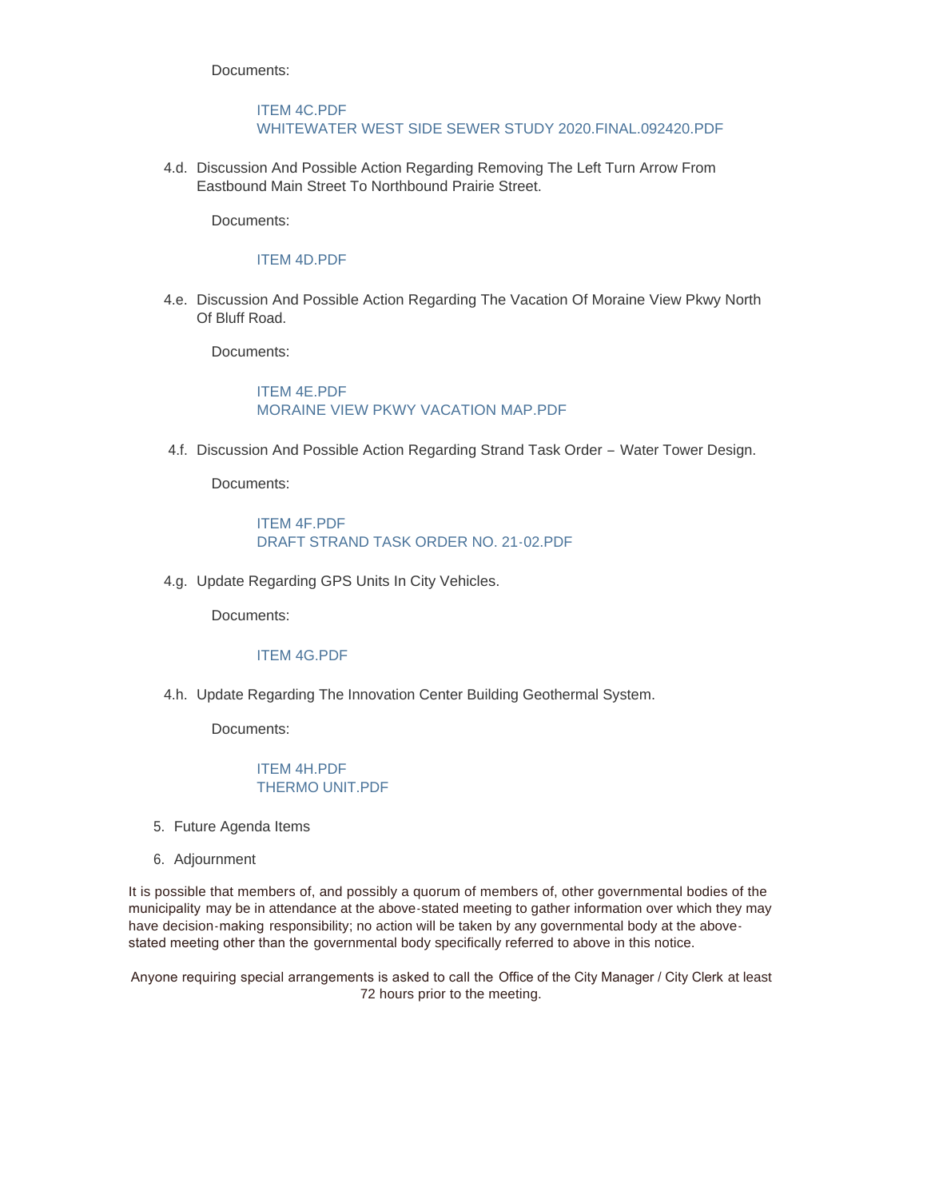Documents:

ITEM 4C.PDF
WHITEWATER WEST SIDE SEWER STUDY 2020.FINAL.092420.PDF

4.d. Discussion And Possible Action Regarding Removing The Left Turn Arrow From Eastbound Main Street To Northbound Prairie Street.

Documents:

ITEM 4D.PDF

4.e. Discussion And Possible Action Regarding The Vacation Of Moraine View Pkwy North Of Bluff Road.

Documents:

ITEM 4E.PDF
MORAINE VIEW PKWY VACATION MAP.PDF

4.f. Discussion And Possible Action Regarding Strand Task Order – Water Tower Design.

Documents:

ITEM 4F.PDF
DRAFT STRAND TASK ORDER NO. 21-02.PDF

4.g. Update Regarding GPS Units In City Vehicles.

Documents:

ITEM 4G.PDF

4.h. Update Regarding The Innovation Center Building Geothermal System.

Documents:

ITEM 4H.PDF
THERMO UNIT.PDF

5. Future Agenda Items

6. Adjournment

It is possible that members of, and possibly a quorum of members of, other governmental bodies of the municipality may be in attendance at the above-stated meeting to gather information over which they may have decision-making responsibility; no action will be taken by any governmental body at the above-stated meeting other than the governmental body specifically referred to above in this notice.

Anyone requiring special arrangements is asked to call the Office of the City Manager / City Clerk at least 72 hours prior to the meeting.